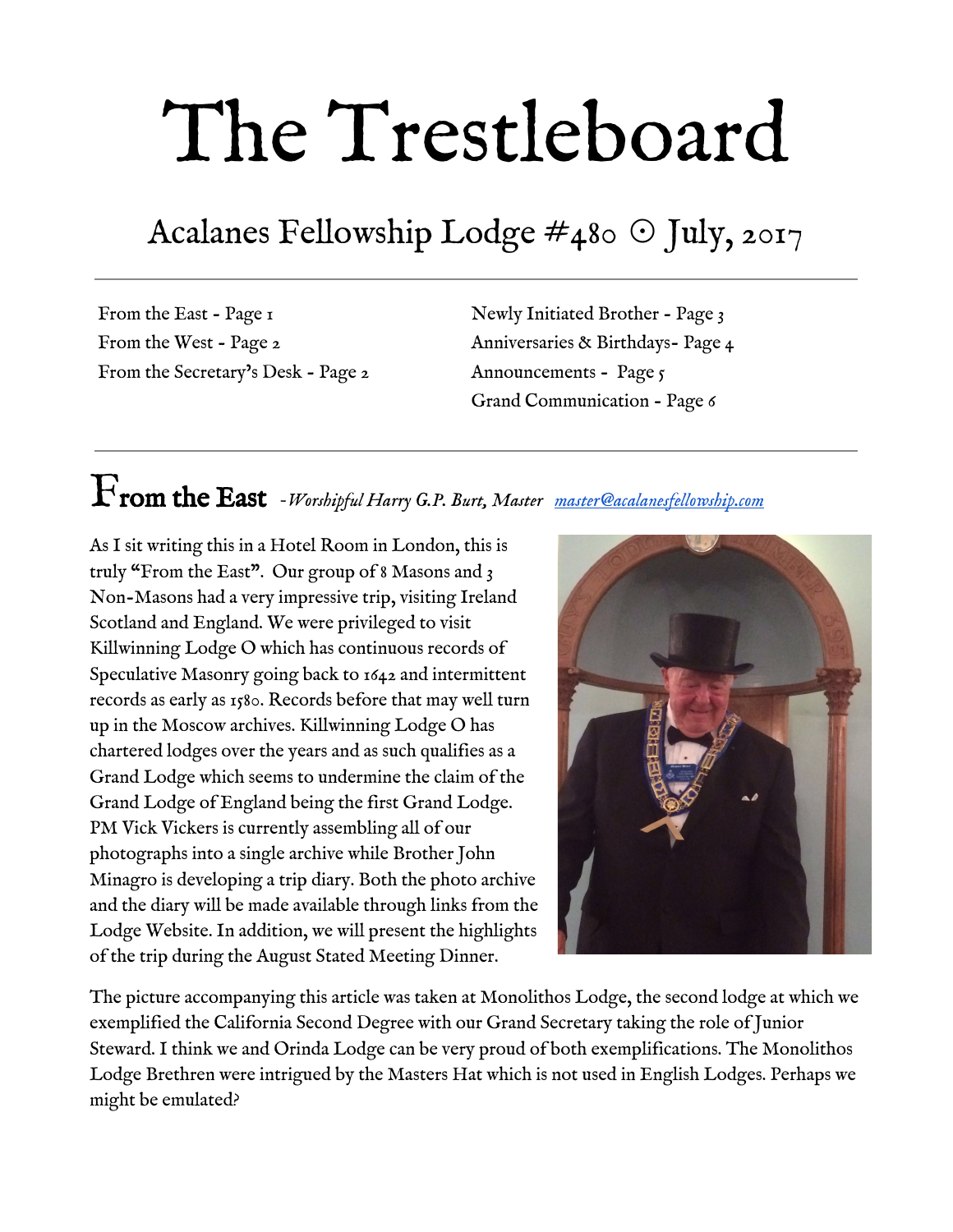# The Trestleboard

## Acalanes Fellowship Lodge #480 ⊙ July, 2017

---

From the East - Page 1
From the West - Page 2
From the Secretary's Desk - Page 2
Newly Initiated Brother - Page 3
Anniversaries & Birthdays- Page 4
Announcements - Page 5
Grand Communication - Page 6

---

## From the East *-Worshipful Harry G.P. Burt, Master* [master@acalanesfellowship.com](mailto:master@acalanesfellowship.com)

As I sit writing this in a Hotel Room in London, this is truly "From the East". Our group of 8 Masons and 3 Non-Masons had a very impressive trip, visiting Ireland Scotland and England. We were privileged to visit Killwinning Lodge O which has continuous records of Speculative Masonry going back to 1642 and intermittent records as early as 1580. Records before that may well turn up in the Moscow archives. Killwinning Lodge O has chartered lodges over the years and as such qualifies as a Grand Lodge which seems to undermine the claim of the Grand Lodge of England being the first Grand Lodge. PM Vick Vickers is currently assembling all of our photographs into a single archive while Brother John Minagro is developing a trip diary. Both the photo archive and the diary will be made available through links from the Lodge Website. In addition, we will present the highlights of the trip during the August Stated Meeting Dinner.

The picture accompanying this article was taken at Monolithos Lodge, the second lodge at which we exemplified the California Second Degree with our Grand Secretary taking the role of Junior Steward. I think we and Orinda Lodge can be very proud of both exemplifications. The Monolithos Lodge Brethren were intrigued by the Masters Hat which is not used in English Lodges. Perhaps we might be emulated?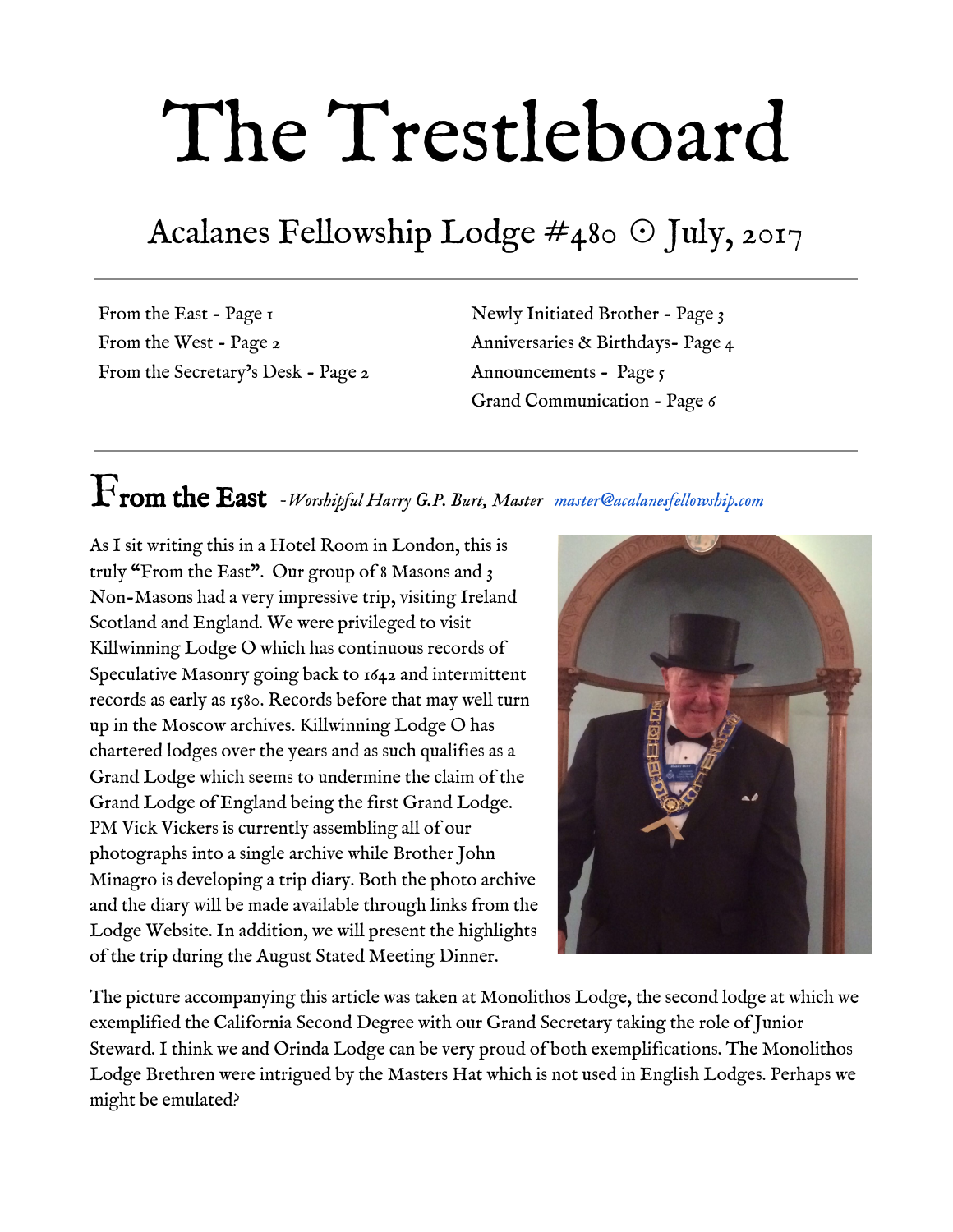# The Trestleboard

## Acalanes Fellowship Lodge #480 ⊙ July, 2017

---

From the East - Page 1
From the West - Page 2
From the Secretary's Desk - Page 2
Newly Initiated Brother - Page 3
Anniversaries & Birthdays- Page 4
Announcements - Page 5
Grand Communication - Page 6

---

## From the East *-Worshipful Harry G.P. Burt, Master* [master@acalanesfellowship.com](mailto:master@acalanesfellowship.com)

As I sit writing this in a Hotel Room in London, this is truly "From the East". Our group of 8 Masons and 3 Non-Masons had a very impressive trip, visiting Ireland Scotland and England. We were privileged to visit Killwinning Lodge O which has continuous records of Speculative Masonry going back to 1642 and intermittent records as early as 1580. Records before that may well turn up in the Moscow archives. Killwinning Lodge O has chartered lodges over the years and as such qualifies as a Grand Lodge which seems to undermine the claim of the Grand Lodge of England being the first Grand Lodge. PM Vick Vickers is currently assembling all of our photographs into a single archive while Brother John Minagro is developing a trip diary. Both the photo archive and the diary will be made available through links from the Lodge Website. In addition, we will present the highlights of the trip during the August Stated Meeting Dinner.

The picture accompanying this article was taken at Monolithos Lodge, the second lodge at which we exemplified the California Second Degree with our Grand Secretary taking the role of Junior Steward. I think we and Orinda Lodge can be very proud of both exemplifications. The Monolithos Lodge Brethren were intrigued by the Masters Hat which is not used in English Lodges. Perhaps we might be emulated?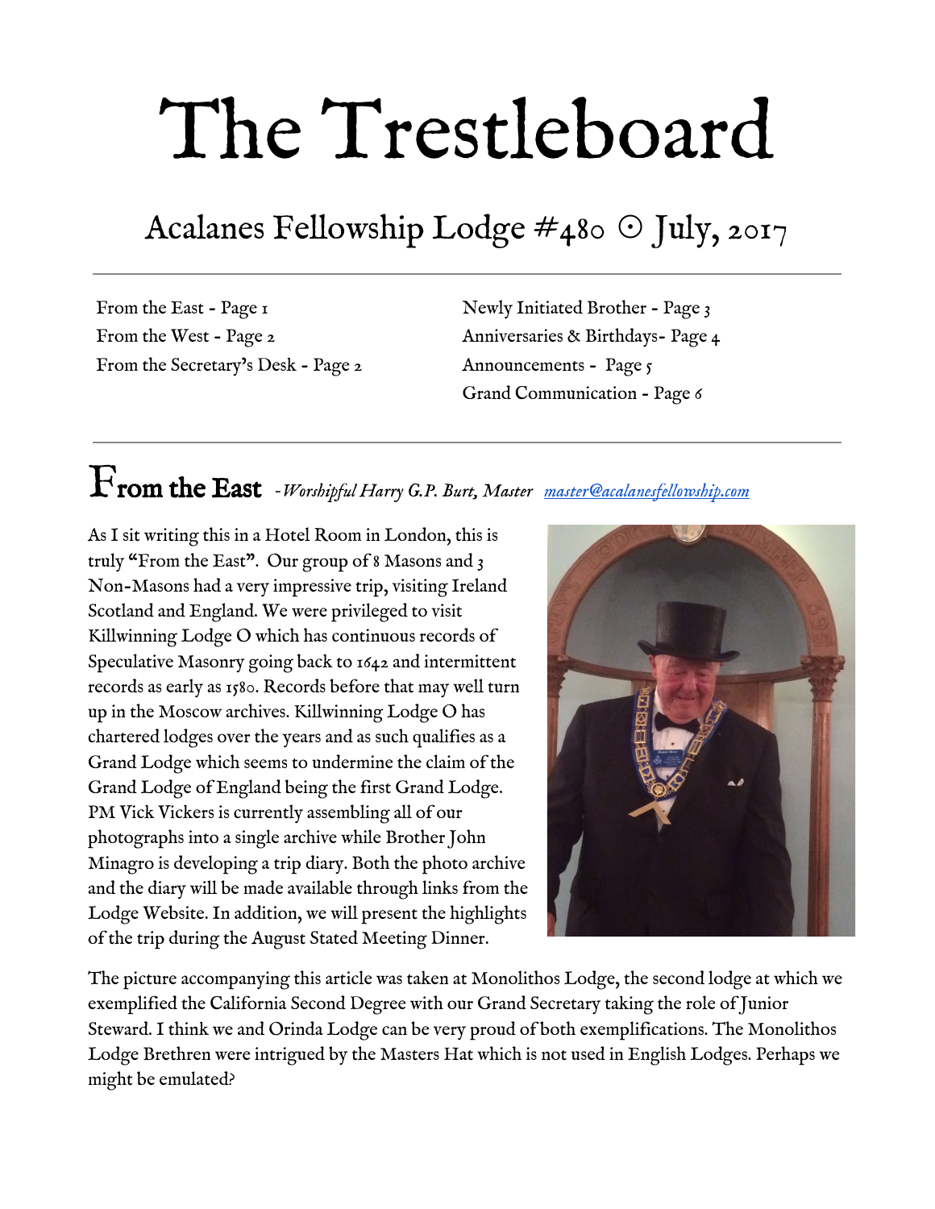# The Trestleboard

## Acalanes Fellowship Lodge #480 ⊙ July, 2017

---

From the East - Page 1
From the West - Page 2
From the Secretary's Desk - Page 2
Newly Initiated Brother - Page 3
Anniversaries & Birthdays- Page 4
Announcements - Page 5
Grand Communication - Page 6

---

## From the East *-Worshipful Harry G.P. Burt, Master* [master@acalanesfellowship.com](mailto:master@acalanesfellowship.com)

As I sit writing this in a Hotel Room in London, this is truly "From the East". Our group of 8 Masons and 3 Non-Masons had a very impressive trip, visiting Ireland Scotland and England. We were privileged to visit Killwinning Lodge O which has continuous records of Speculative Masonry going back to 1642 and intermittent records as early as 1580. Records before that may well turn up in the Moscow archives. Killwinning Lodge O has chartered lodges over the years and as such qualifies as a Grand Lodge which seems to undermine the claim of the Grand Lodge of England being the first Grand Lodge. PM Vick Vickers is currently assembling all of our photographs into a single archive while Brother John Minagro is developing a trip diary. Both the photo archive and the diary will be made available through links from the Lodge Website. In addition, we will present the highlights of the trip during the August Stated Meeting Dinner.

The picture accompanying this article was taken at Monolithos Lodge, the second lodge at which we exemplified the California Second Degree with our Grand Secretary taking the role of Junior Steward. I think we and Orinda Lodge can be very proud of both exemplifications. The Monolithos Lodge Brethren were intrigued by the Masters Hat which is not used in English Lodges. Perhaps we might be emulated?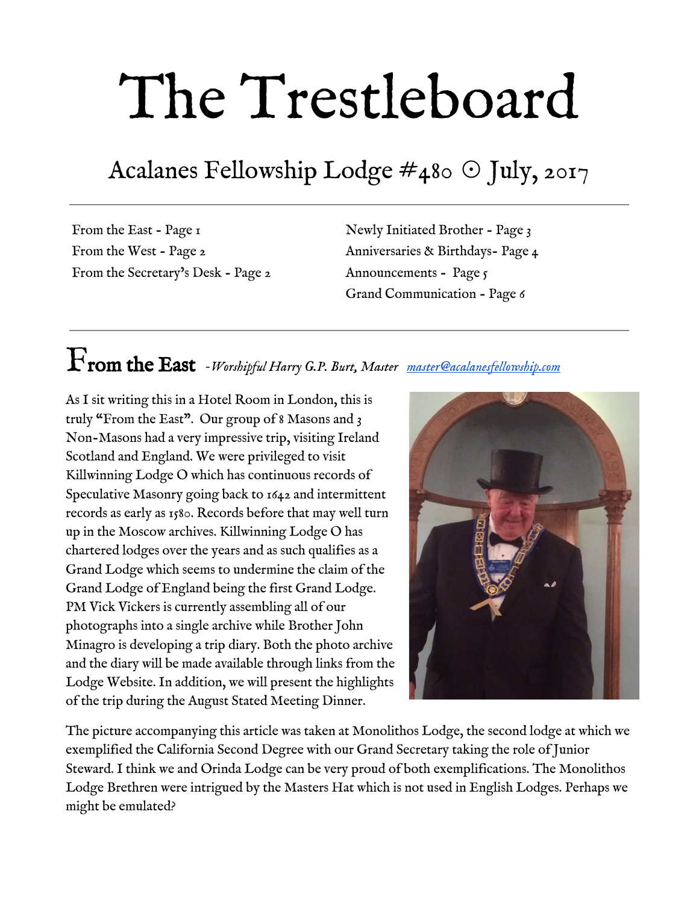# The Trestleboard

## Acalanes Fellowship Lodge #480 ☉ July, 2017

From the East - Page 1
From the West - Page 2
From the Secretary's Desk - Page 2
Newly Initiated Brother - Page 3
Anniversaries & Birthdays- Page 4
Announcements - Page 5
Grand Communication - Page 6

---

## From the East *-Worshipful Harry G.P. Burt, Master* [master@acalanesfellowship.com](mailto:master@acalanesfellowship.com)

As I sit writing this in a Hotel Room in London, this is truly "From the East". Our group of 8 Masons and 3 Non-Masons had a very impressive trip, visiting Ireland Scotland and England. We were privileged to visit Killwinning Lodge O which has continuous records of Speculative Masonry going back to 1642 and intermittent records as early as 1580. Records before that may well turn up in the Moscow archives. Killwinning Lodge O has chartered lodges over the years and as such qualifies as a Grand Lodge which seems to undermine the claim of the Grand Lodge of England being the first Grand Lodge. PM Vick Vickers is currently assembling all of our photographs into a single archive while Brother John Minagro is developing a trip diary. Both the photo archive and the diary will be made available through links from the Lodge Website. In addition, we will present the highlights of the trip during the August Stated Meeting Dinner.

The picture accompanying this article was taken at Monolithos Lodge, the second lodge at which we exemplified the California Second Degree with our Grand Secretary taking the role of Junior Steward. I think we and Orinda Lodge can be very proud of both exemplifications. The Monolithos Lodge Brethren were intrigued by the Masters Hat which is not used in English Lodges. Perhaps we might be emulated?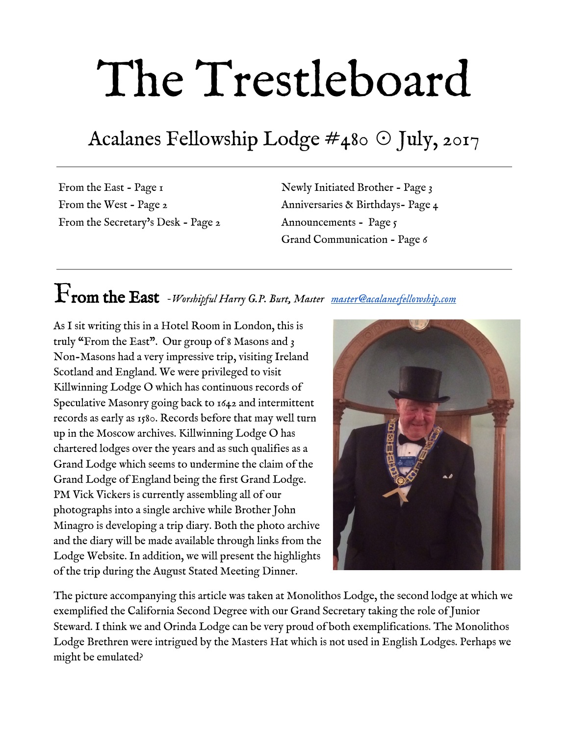# The Trestleboard

## Acalanes Fellowship Lodge #480 ⊙ July, 2017

From the East - Page 1
From the West - Page 2
From the Secretary's Desk - Page 2
Newly Initiated Brother - Page 3
Anniversaries & Birthdays- Page 4
Announcements - Page 5
Grand Communication - Page 6

---

## From the East *-Worshipful Harry G.P. Burt, Master* *master@acalanesfellowship.com*

As I sit writing this in a Hotel Room in London, this is truly "From the East". Our group of 8 Masons and 3 Non-Masons had a very impressive trip, visiting Ireland Scotland and England. We were privileged to visit Killwinning Lodge O which has continuous records of Speculative Masonry going back to 1642 and intermittent records as early as 1580. Records before that may well turn up in the Moscow archives. Killwinning Lodge O has chartered lodges over the years and as such qualifies as a Grand Lodge which seems to undermine the claim of the Grand Lodge of England being the first Grand Lodge. PM Vick Vickers is currently assembling all of our photographs into a single archive while Brother John Minagro is developing a trip diary. Both the photo archive and the diary will be made available through links from the Lodge Website. In addition, we will present the highlights of the trip during the August Stated Meeting Dinner.

The picture accompanying this article was taken at Monolithos Lodge, the second lodge at which we exemplified the California Second Degree with our Grand Secretary taking the role of Junior Steward. I think we and Orinda Lodge can be very proud of both exemplifications. The Monolithos Lodge Brethren were intrigued by the Masters Hat which is not used in English Lodges. Perhaps we might be emulated?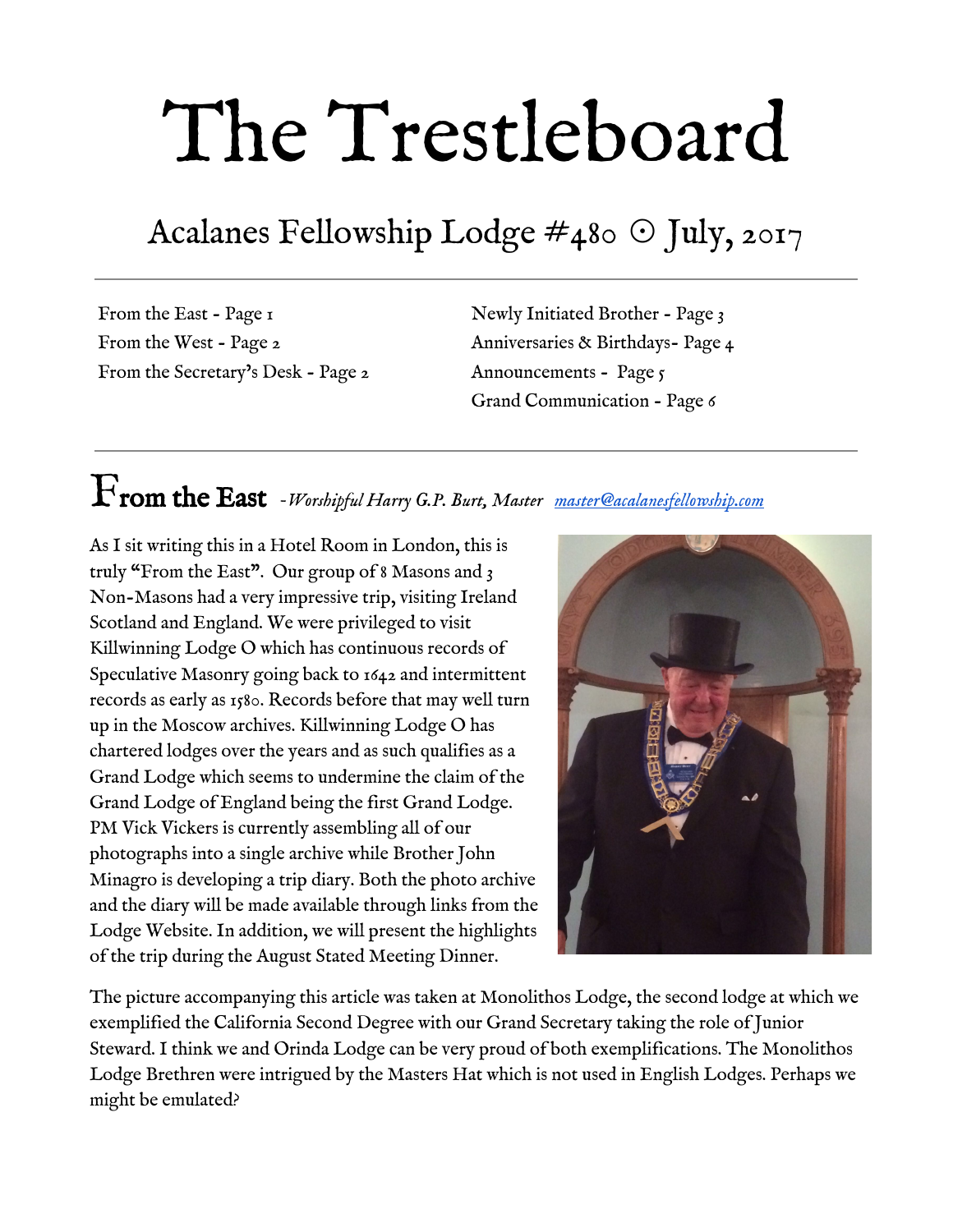# The Trestleboard

## Acalanes Fellowship Lodge #480 ⊙ July, 2017

---

From the East - Page 1
From the West - Page 2
From the Secretary's Desk - Page 2
Newly Initiated Brother - Page 3
Anniversaries & Birthdays- Page 4
Announcements - Page 5
Grand Communication - Page 6

---

## From the East *-Worshipful Harry G.P. Burt, Master* [master@acalanesfellowship.com](mailto:master@acalanesfellowship.com)

As I sit writing this in a Hotel Room in London, this is truly "From the East". Our group of 8 Masons and 3 Non-Masons had a very impressive trip, visiting Ireland Scotland and England. We were privileged to visit Killwinning Lodge O which has continuous records of Speculative Masonry going back to 1642 and intermittent records as early as 1580. Records before that may well turn up in the Moscow archives. Killwinning Lodge O has chartered lodges over the years and as such qualifies as a Grand Lodge which seems to undermine the claim of the Grand Lodge of England being the first Grand Lodge. PM Vick Vickers is currently assembling all of our photographs into a single archive while Brother John Minagro is developing a trip diary. Both the photo archive and the diary will be made available through links from the Lodge Website. In addition, we will present the highlights of the trip during the August Stated Meeting Dinner.

The picture accompanying this article was taken at Monolithos Lodge, the second lodge at which we exemplified the California Second Degree with our Grand Secretary taking the role of Junior Steward. I think we and Orinda Lodge can be very proud of both exemplifications. The Monolithos Lodge Brethren were intrigued by the Masters Hat which is not used in English Lodges. Perhaps we might be emulated?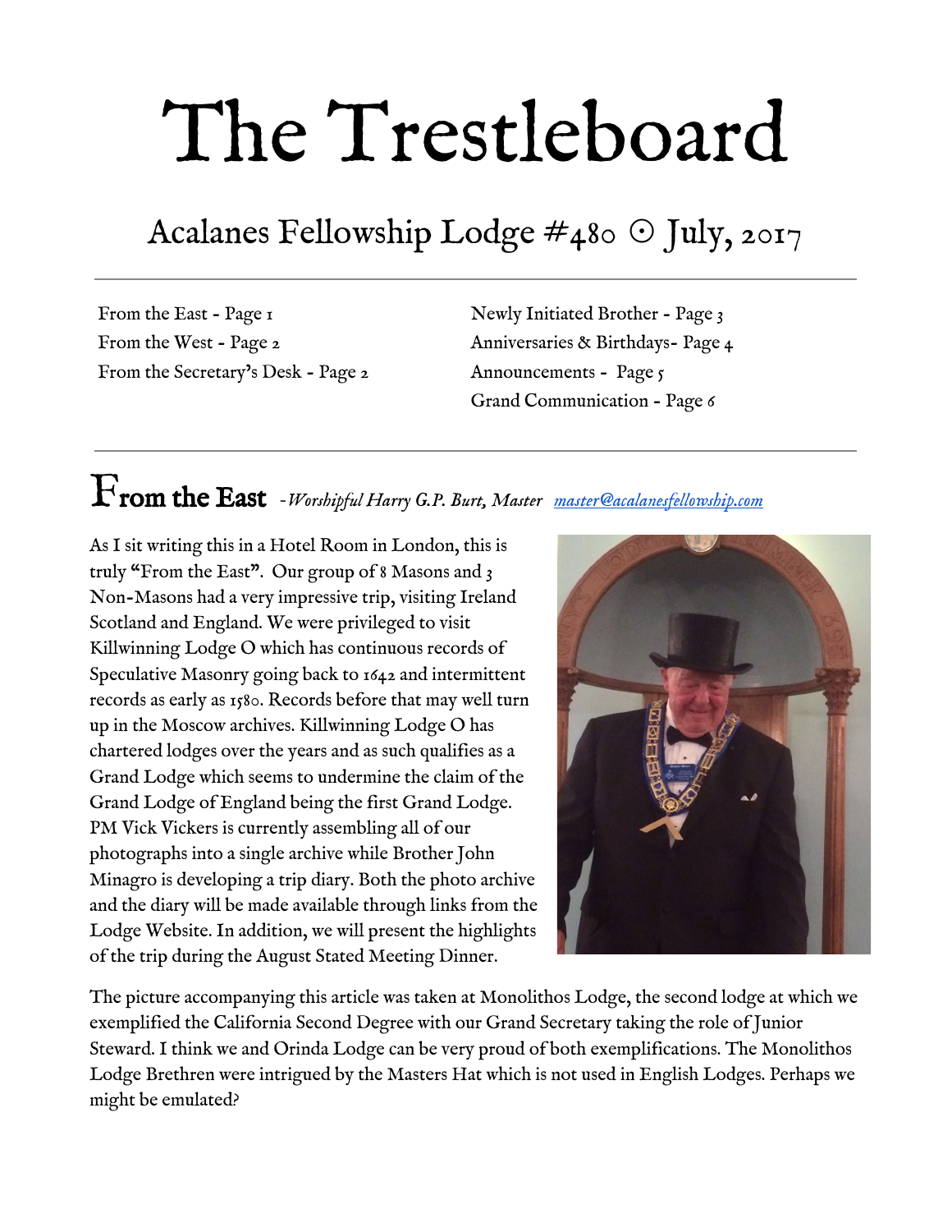# The Trestleboard

## Acalanes Fellowship Lodge #480 ☉ July, 2017

From the East - Page 1
From the West - Page 2
From the Secretary's Desk - Page 2
Newly Initiated Brother - Page 3
Anniversaries & Birthdays- Page 4
Announcements - Page 5
Grand Communication - Page 6

## From the East *-Worshipful Harry G.P. Burt, Master* *master@acalanesfellowship.com*

As I sit writing this in a Hotel Room in London, this is truly "From the East". Our group of 8 Masons and 3 Non-Masons had a very impressive trip, visiting Ireland Scotland and England. We were privileged to visit Killwinning Lodge O which has continuous records of Speculative Masonry going back to 1642 and intermittent records as early as 1580. Records before that may well turn up in the Moscow archives. Killwinning Lodge O has chartered lodges over the years and as such qualifies as a Grand Lodge which seems to undermine the claim of the Grand Lodge of England being the first Grand Lodge. PM Vick Vickers is currently assembling all of our photographs into a single archive while Brother John Minagro is developing a trip diary. Both the photo archive and the diary will be made available through links from the Lodge Website. In addition, we will present the highlights of the trip during the August Stated Meeting Dinner.

The picture accompanying this article was taken at Monolithos Lodge, the second lodge at which we exemplified the California Second Degree with our Grand Secretary taking the role of Junior Steward. I think we and Orinda Lodge can be very proud of both exemplifications. The Monolithos Lodge Brethren were intrigued by the Masters Hat which is not used in English Lodges. Perhaps we might be emulated?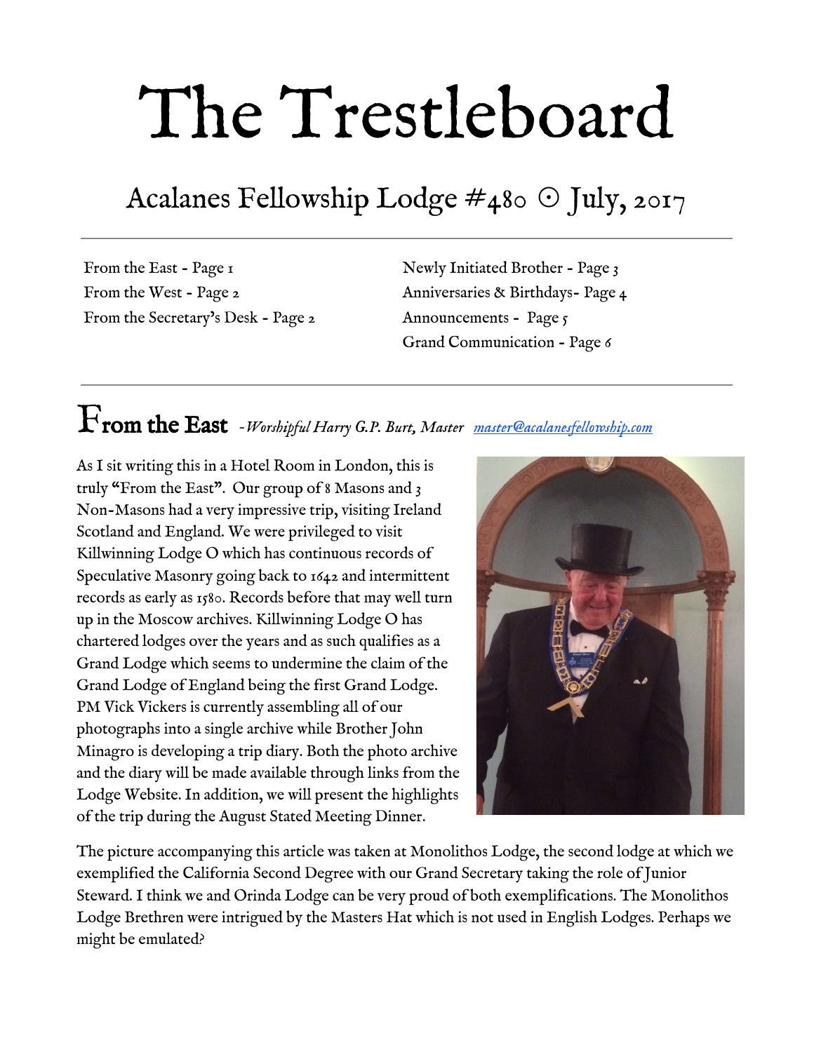# The Trestleboard

## Acalanes Fellowship Lodge #480 ⊙ July, 2017

From the East - Page 1
From the West - Page 2
From the Secretary's Desk - Page 2
Newly Initiated Brother - Page 3
Anniversaries & Birthdays- Page 4
Announcements - Page 5
Grand Communication - Page 6

## From the East *-Worshipful Harry G.P. Burt, Master* [master@acalanesfellowship.com](mailto:master@acalanesfellowship.com)

As I sit writing this in a Hotel Room in London, this is truly "From the East". Our group of 8 Masons and 3 Non-Masons had a very impressive trip, visiting Ireland Scotland and England. We were privileged to visit Killwinning Lodge O which has continuous records of Speculative Masonry going back to 1642 and intermittent records as early as 1580. Records before that may well turn up in the Moscow archives. Killwinning Lodge O has chartered lodges over the years and as such qualifies as a Grand Lodge which seems to undermine the claim of the Grand Lodge of England being the first Grand Lodge. PM Vick Vickers is currently assembling all of our photographs into a single archive while Brother John Minagro is developing a trip diary. Both the photo archive and the diary will be made available through links from the Lodge Website. In addition, we will present the highlights of the trip during the August Stated Meeting Dinner.

The picture accompanying this article was taken at Monolithos Lodge, the second lodge at which we exemplified the California Second Degree with our Grand Secretary taking the role of Junior Steward. I think we and Orinda Lodge can be very proud of both exemplifications. The Monolithos Lodge Brethren were intrigued by the Masters Hat which is not used in English Lodges. Perhaps we might be emulated?